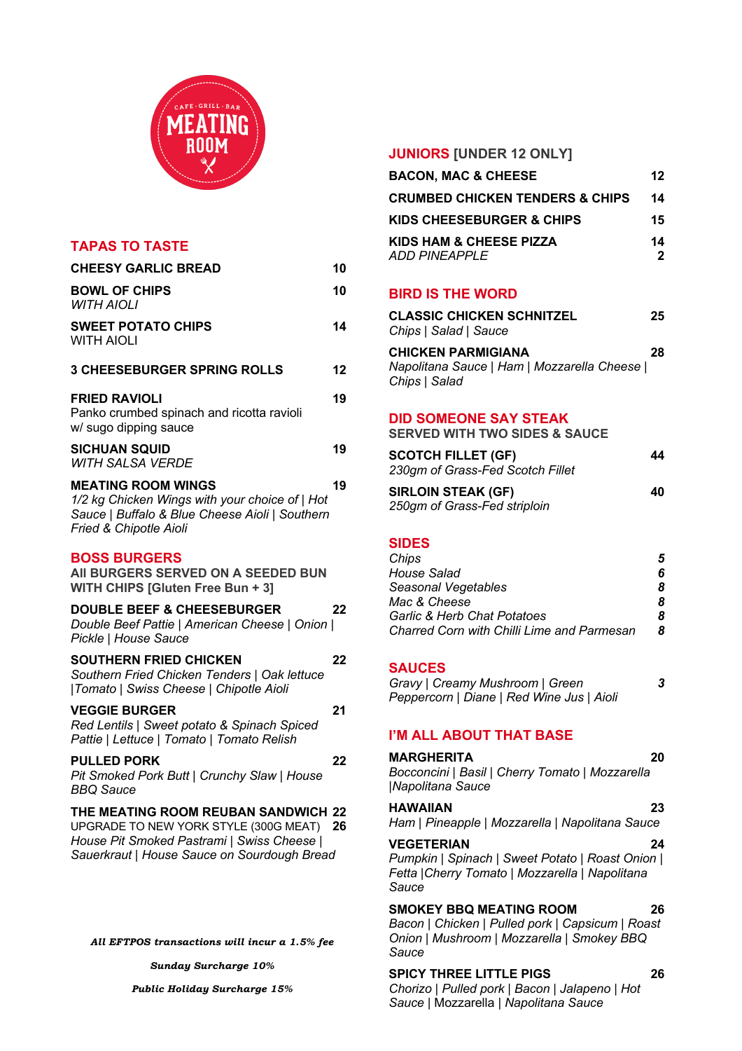CAFE · GRILL · BAR

# MEATING ROOM

## TAPAS TO TASTE

**CHEESY GARLIC BREAD** 10

**BOWL OF CHIPS** 10
*WITH AIOLI*

**SWEET POTATO CHIPS** 14
WITH AIOLI

**3 CHEESEBURGER SPRING ROLLS** 12

**FRIED RAVIOLI** 19
Panko crumbed spinach and ricotta ravioli w/ sugo dipping sauce

**SICHUAN SQUID** 19
*WITH SALSA VERDE*

**MEATING ROOM WINGS** 19
*1/2 kg Chicken Wings with your choice of | Hot Sauce | Buffalo & Blue Cheese Aioli | Southern Fried & Chipotle Aioli*

## BOSS BURGERS

**All BURGERS SERVED ON A SEEDED BUN WITH CHIPS [Gluten Free Bun + 3]**

**DOUBLE BEEF & CHEESEBURGER** 22
*Double Beef Pattie | American Cheese | Onion | Pickle | House Sauce*

**SOUTHERN FRIED CHICKEN** 22
*Southern Fried Chicken Tenders | Oak lettuce |Tomato | Swiss Cheese | Chipotle Aioli*

**VEGGIE BURGER** 21
*Red Lentils | Sweet potato & Spinach Spiced Pattie | Lettuce | Tomato | Tomato Relish*

**PULLED PORK** 22
*Pit Smoked Pork Butt | Crunchy Slaw | House BBQ Sauce*

**THE MEATING ROOM REUBAN SANDWICH** 22
UPGRADE TO NEW YORK STYLE (300G MEAT) 26
*House Pit Smoked Pastrami | Swiss Cheese | Sauerkraut | House Sauce on Sourdough Bread*

***All EFTPOS transactions will incur a 1.5% fee***

***Sunday Surcharge 10%***

***Public Holiday Surcharge 15%***

## JUNIORS [UNDER 12 ONLY]

**BACON, MAC & CHEESE** 12

**CRUMBED CHICKEN TENDERS & CHIPS** 14

**KIDS CHEESEBURGER & CHIPS** 15

**KIDS HAM & CHEESE PIZZA** 14
*ADD PINEAPPLE* 2

## BIRD IS THE WORD

**CLASSIC CHICKEN SCHNITZEL** 25
*Chips | Salad | Sauce*

**CHICKEN PARMIGIANA** 28
*Napolitana Sauce | Ham | Mozzarella Cheese | Chips | Salad*

## DID SOMEONE SAY STEAK

**SERVED WITH TWO SIDES & SAUCE**

**SCOTCH FILLET (GF)** 44
*230gm of Grass-Fed Scotch Fillet*

**SIRLOIN STEAK (GF)** 40
*250gm of Grass-Fed striploin*

## SIDES

*Chips* 5
*House Salad* 6
*Seasonal Vegetables* 8
*Mac & Cheese* 8
*Garlic & Herb Chat Potatoes* 8
*Charred Corn with Chilli Lime and Parmesan* 8

## SAUCES

*Gravy | Creamy Mushroom | Green Peppercorn | Diane | Red Wine Jus | Aioli* 3

## I'M ALL ABOUT THAT BASE

**MARGHERITA** 20
*Bocconcini | Basil | Cherry Tomato | Mozzarella |Napolitana Sauce*

**HAWAIIAN** 23
*Ham | Pineapple | Mozzarella | Napolitana Sauce*

**VEGETERIAN** 24
*Pumpkin | Spinach | Sweet Potato | Roast Onion | Fetta |Cherry Tomato | Mozzarella | Napolitana Sauce*

**SMOKEY BBQ MEATING ROOM** 26
*Bacon | Chicken | Pulled pork | Capsicum | Roast Onion | Mushroom | Mozzarella | Smokey BBQ Sauce*

**SPICY THREE LITTLE PIGS** 26
*Chorizo | Pulled pork | Bacon | Jalapeno | Hot Sauce | Mozzarella | Napolitana Sauce*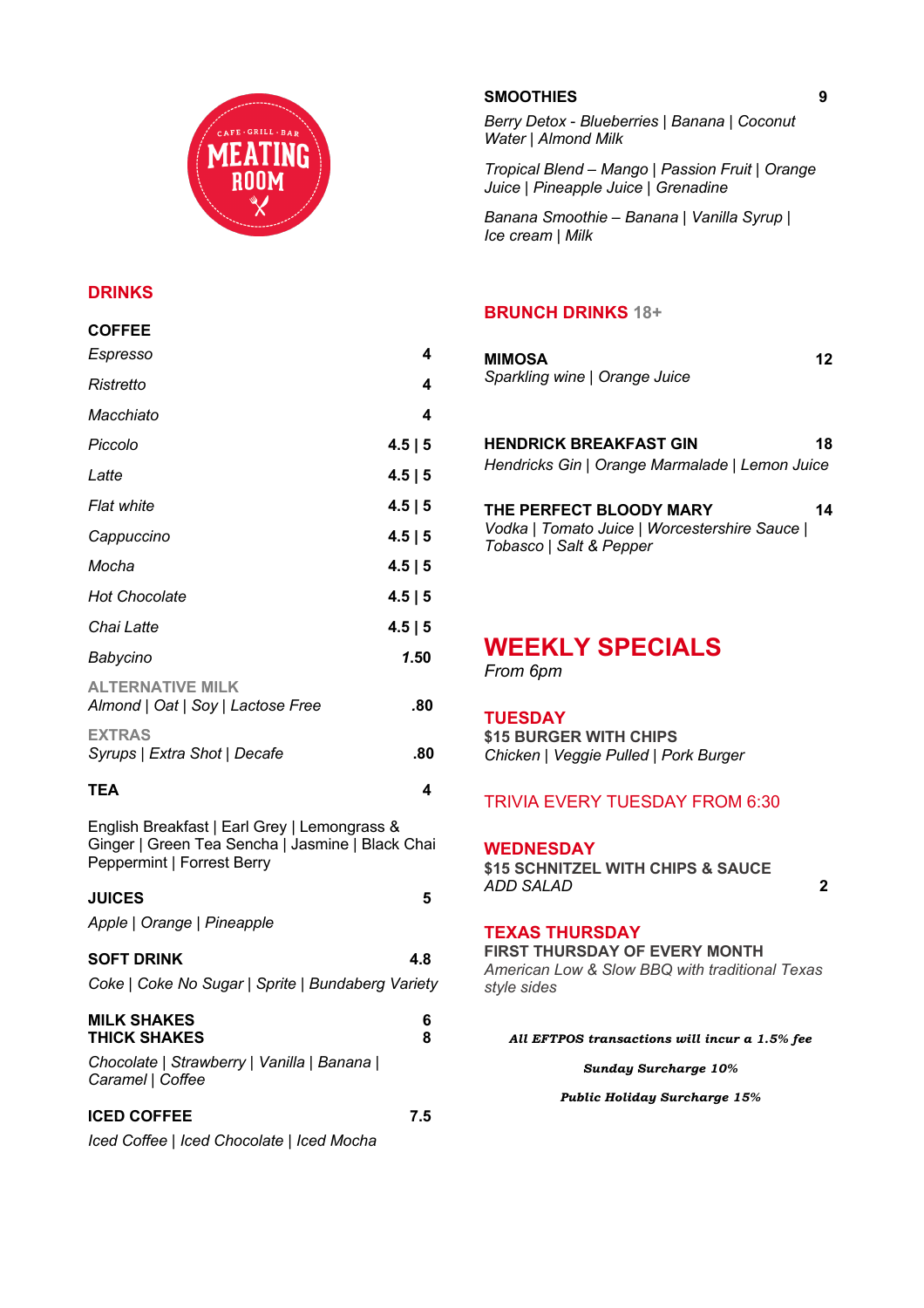CAFE · GRILL · BAR

MEATING ROOM

## DRINKS

### COFFEE

| | |
|---|---|
| *Espresso* | 4 |
| *Ristretto* | 4 |
| *Macchiato* | 4 |
| *Piccolo* | 4.5 \| 5 |
| *Latte* | 4.5 \| 5 |
| *Flat white* | 4.5 \| 5 |
| *Cappuccino* | 4.5 \| 5 |
| *Mocha* | 4.5 \| 5 |
| *Hot Chocolate* | 4.5 \| 5 |
| *Chai Latte* | 4.5 \| 5 |
| *Babycino* | 1.50 |

**ALTERNATIVE MILK**
*Almond | Oat | Soy | Lactose Free* **.80**

**EXTRAS**
*Syrups | Extra Shot | Decafe* **.80**

### TEA **4**

English Breakfast | Earl Grey | Lemongrass & Ginger | Green Tea Sencha | Jasmine | Black Chai Peppermint | Forrest Berry

### JUICES **5**

*Apple | Orange | Pineapple*

### SOFT DRINK **4.8**

*Coke | Coke No Sugar | Sprite | Bundaberg Variety*

### MILK SHAKES **6**
### THICK SHAKES **8**

*Chocolate | Strawberry | Vanilla | Banana | Caramel | Coffee*

### ICED COFFEE **7.5**

*Iced Coffee | Iced Chocolate | Iced Mocha*

### SMOOTHIES **9**

*Berry Detox - Blueberries | Banana | Coconut Water | Almond Milk*

*Tropical Blend – Mango | Passion Fruit | Orange Juice | Pineapple Juice | Grenadine*

*Banana Smoothie – Banana | Vanilla Syrup | Ice cream | Milk*

## BRUNCH DRINKS 18+

**MIMOSA** **12**
*Sparkling wine | Orange Juice*

**HENDRICK BREAKFAST GIN** **18**
*Hendricks Gin | Orange Marmalade | Lemon Juice*

**THE PERFECT BLOODY MARY** **14**
*Vodka | Tomato Juice | Worcestershire Sauce | Tobasco | Salt & Pepper*

## WEEKLY SPECIALS

*From 6pm*

### TUESDAY

**$15 BURGER WITH CHIPS**
*Chicken | Veggie Pulled | Pork Burger*

TRIVIA EVERY TUESDAY FROM 6:30

### WEDNESDAY

**$15 SCHNITZEL WITH CHIPS & SAUCE**
*ADD SALAD* **2**

### TEXAS THURSDAY

**FIRST THURSDAY OF EVERY MONTH**
*American Low & Slow BBQ with traditional Texas style sides*

***All EFTPOS transactions will incur a 1.5% fee***

***Sunday Surcharge 10%***

***Public Holiday Surcharge 15%***